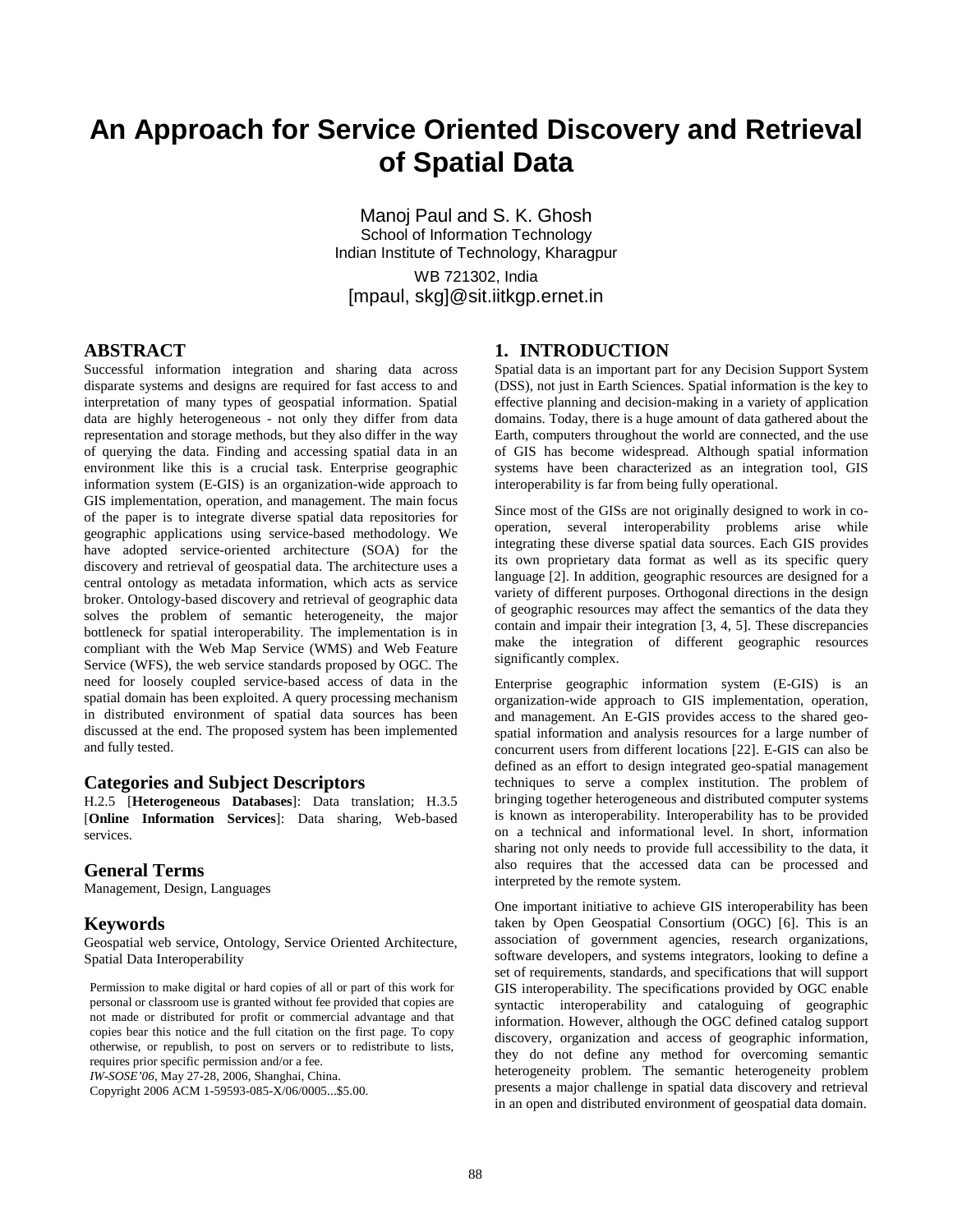# An Approach for Service Oriented Discovery and Retrieval of Spatial Data

Manoj Paul and S. K. Ghosh
School of Information Technology
Indian Institute of Technology, Kharagpur
WB 721302, India
[mpaul, skg]@sit.iitkgp.ernet.in

## ABSTRACT

Successful information integration and sharing data across disparate systems and designs are required for fast access to and interpretation of many types of geospatial information. Spatial data are highly heterogeneous - not only they differ from data representation and storage methods, but they also differ in the way of querying the data. Finding and accessing spatial data in an environment like this is a crucial task. Enterprise geographic information system (E-GIS) is an organization-wide approach to GIS implementation, operation, and management. The main focus of the paper is to integrate diverse spatial data repositories for geographic applications using service-based methodology. We have adopted service-oriented architecture (SOA) for the discovery and retrieval of geospatial data. The architecture uses a central ontology as metadata information, which acts as service broker. Ontology-based discovery and retrieval of geographic data solves the problem of semantic heterogeneity, the major bottleneck for spatial interoperability. The implementation is in compliant with the Web Map Service (WMS) and Web Feature Service (WFS), the web service standards proposed by OGC. The need for loosely coupled service-based access of data in the spatial domain has been exploited. A query processing mechanism in distributed environment of spatial data sources has been discussed at the end. The proposed system has been implemented and fully tested.

### Categories and Subject Descriptors

H.2.5 [**Heterogeneous Databases**]: Data translation; H.3.5 [**Online Information Services**]: Data sharing, Web-based services.

### General Terms

Management, Design, Languages

### Keywords

Geospatial web service, Ontology, Service Oriented Architecture, Spatial Data Interoperability

Permission to make digital or hard copies of all or part of this work for personal or classroom use is granted without fee provided that copies are not made or distributed for profit or commercial advantage and that copies bear this notice and the full citation on the first page. To copy otherwise, or republish, to post on servers or to redistribute to lists, requires prior specific permission and/or a fee.
*IW-SOSE'06*, May 27-28, 2006, Shanghai, China.
Copyright 2006 ACM 1-59593-085-X/06/0005...$5.00.

## 1. INTRODUCTION

Spatial data is an important part for any Decision Support System (DSS), not just in Earth Sciences. Spatial information is the key to effective planning and decision-making in a variety of application domains. Today, there is a huge amount of data gathered about the Earth, computers throughout the world are connected, and the use of GIS has become widespread. Although spatial information systems have been characterized as an integration tool, GIS interoperability is far from being fully operational.

Since most of the GISs are not originally designed to work in co-operation, several interoperability problems arise while integrating these diverse spatial data sources. Each GIS provides its own proprietary data format as well as its specific query language [2]. In addition, geographic resources are designed for a variety of different purposes. Orthogonal directions in the design of geographic resources may affect the semantics of the data they contain and impair their integration [3, 4, 5]. These discrepancies make the integration of different geographic resources significantly complex.

Enterprise geographic information system (E-GIS) is an organization-wide approach to GIS implementation, operation, and management. An E-GIS provides access to the shared geo-spatial information and analysis resources for a large number of concurrent users from different locations [22]. E-GIS can also be defined as an effort to design integrated geo-spatial management techniques to serve a complex institution. The problem of bringing together heterogeneous and distributed computer systems is known as interoperability. Interoperability has to be provided on a technical and informational level. In short, information sharing not only needs to provide full accessibility to the data, it also requires that the accessed data can be processed and interpreted by the remote system.

One important initiative to achieve GIS interoperability has been taken by Open Geospatial Consortium (OGC) [6]. This is an association of government agencies, research organizations, software developers, and systems integrators, looking to define a set of requirements, standards, and specifications that will support GIS interoperability. The specifications provided by OGC enable syntactic interoperability and cataloguing of geographic information. However, although the OGC defined catalog support discovery, organization and access of geographic information, they do not define any method for overcoming semantic heterogeneity problem. The semantic heterogeneity problem presents a major challenge in spatial data discovery and retrieval in an open and distributed environment of geospatial data domain.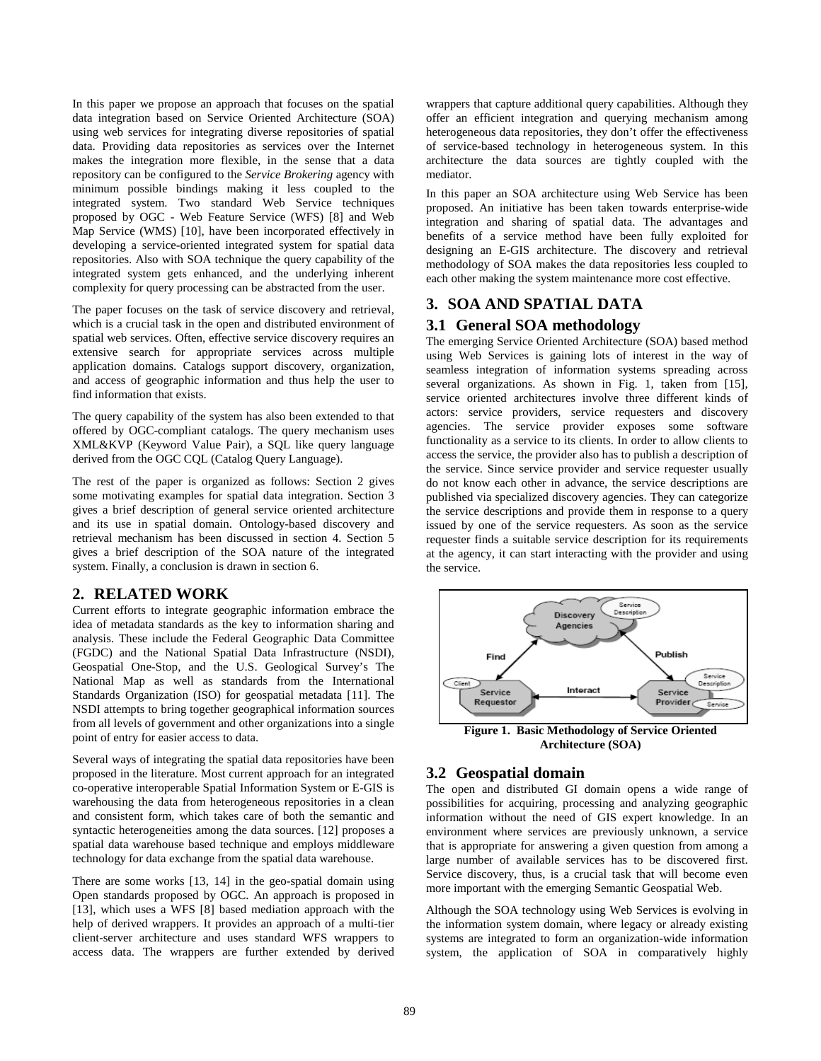In this paper we propose an approach that focuses on the spatial data integration based on Service Oriented Architecture (SOA) using web services for integrating diverse repositories of spatial data. Providing data repositories as services over the Internet makes the integration more flexible, in the sense that a data repository can be configured to the *Service Brokering* agency with minimum possible bindings making it less coupled to the integrated system. Two standard Web Service techniques proposed by OGC - Web Feature Service (WFS) [8] and Web Map Service (WMS) [10], have been incorporated effectively in developing a service-oriented integrated system for spatial data repositories. Also with SOA technique the query capability of the integrated system gets enhanced, and the underlying inherent complexity for query processing can be abstracted from the user.

The paper focuses on the task of service discovery and retrieval, which is a crucial task in the open and distributed environment of spatial web services. Often, effective service discovery requires an extensive search for appropriate services across multiple application domains. Catalogs support discovery, organization, and access of geographic information and thus help the user to find information that exists.

The query capability of the system has also been extended to that offered by OGC-compliant catalogs. The query mechanism uses XML&KVP (Keyword Value Pair), a SQL like query language derived from the OGC CQL (Catalog Query Language).

The rest of the paper is organized as follows: Section 2 gives some motivating examples for spatial data integration. Section 3 gives a brief description of general service oriented architecture and its use in spatial domain. Ontology-based discovery and retrieval mechanism has been discussed in section 4. Section 5 gives a brief description of the SOA nature of the integrated system. Finally, a conclusion is drawn in section 6.

## 2. RELATED WORK

Current efforts to integrate geographic information embrace the idea of metadata standards as the key to information sharing and analysis. These include the Federal Geographic Data Committee (FGDC) and the National Spatial Data Infrastructure (NSDI), Geospatial One-Stop, and the U.S. Geological Survey's The National Map as well as standards from the International Standards Organization (ISO) for geospatial metadata [11]. The NSDI attempts to bring together geographical information sources from all levels of government and other organizations into a single point of entry for easier access to data.

Several ways of integrating the spatial data repositories have been proposed in the literature. Most current approach for an integrated co-operative interoperable Spatial Information System or E-GIS is warehousing the data from heterogeneous repositories in a clean and consistent form, which takes care of both the semantic and syntactic heterogeneities among the data sources. [12] proposes a spatial data warehouse based technique and employs middleware technology for data exchange from the spatial data warehouse.

There are some works [13, 14] in the geo-spatial domain using Open standards proposed by OGC. An approach is proposed in [13], which uses a WFS [8] based mediation approach with the help of derived wrappers. It provides an approach of a multi-tier client-server architecture and uses standard WFS wrappers to access data. The wrappers are further extended by derived wrappers that capture additional query capabilities. Although they offer an efficient integration and querying mechanism among heterogeneous data repositories, they don't offer the effectiveness of service-based technology in heterogeneous system. In this architecture the data sources are tightly coupled with the mediator.

In this paper an SOA architecture using Web Service has been proposed. An initiative has been taken towards enterprise-wide integration and sharing of spatial data. The advantages and benefits of a service method have been fully exploited for designing an E-GIS architecture. The discovery and retrieval methodology of SOA makes the data repositories less coupled to each other making the system maintenance more cost effective.

## 3. SOA AND SPATIAL DATA

### 3.1 General SOA methodology

The emerging Service Oriented Architecture (SOA) based method using Web Services is gaining lots of interest in the way of seamless integration of information systems spreading across several organizations. As shown in Fig. 1, taken from [15], service oriented architectures involve three different kinds of actors: service providers, service requesters and discovery agencies. The service provider exposes some software functionality as a service to its clients. In order to allow clients to access the service, the provider also has to publish a description of the service. Since service provider and service requester usually do not know each other in advance, the service descriptions are published via specialized discovery agencies. They can categorize the service descriptions and provide them in response to a query issued by one of the service requesters. As soon as the service requester finds a suitable service description for its requirements at the agency, it can start interacting with the provider and using the service.

**Figure 1. Basic Methodology of Service Oriented Architecture (SOA)**

### 3.2 Geospatial domain

The open and distributed GI domain opens a wide range of possibilities for acquiring, processing and analyzing geographic information without the need of GIS expert knowledge. In an environment where services are previously unknown, a service that is appropriate for answering a given question from among a large number of available services has to be discovered first. Service discovery, thus, is a crucial task that will become even more important with the emerging Semantic Geospatial Web.

Although the SOA technology using Web Services is evolving in the information system domain, where legacy or already existing systems are integrated to form an organization-wide information system, the application of SOA in comparatively highly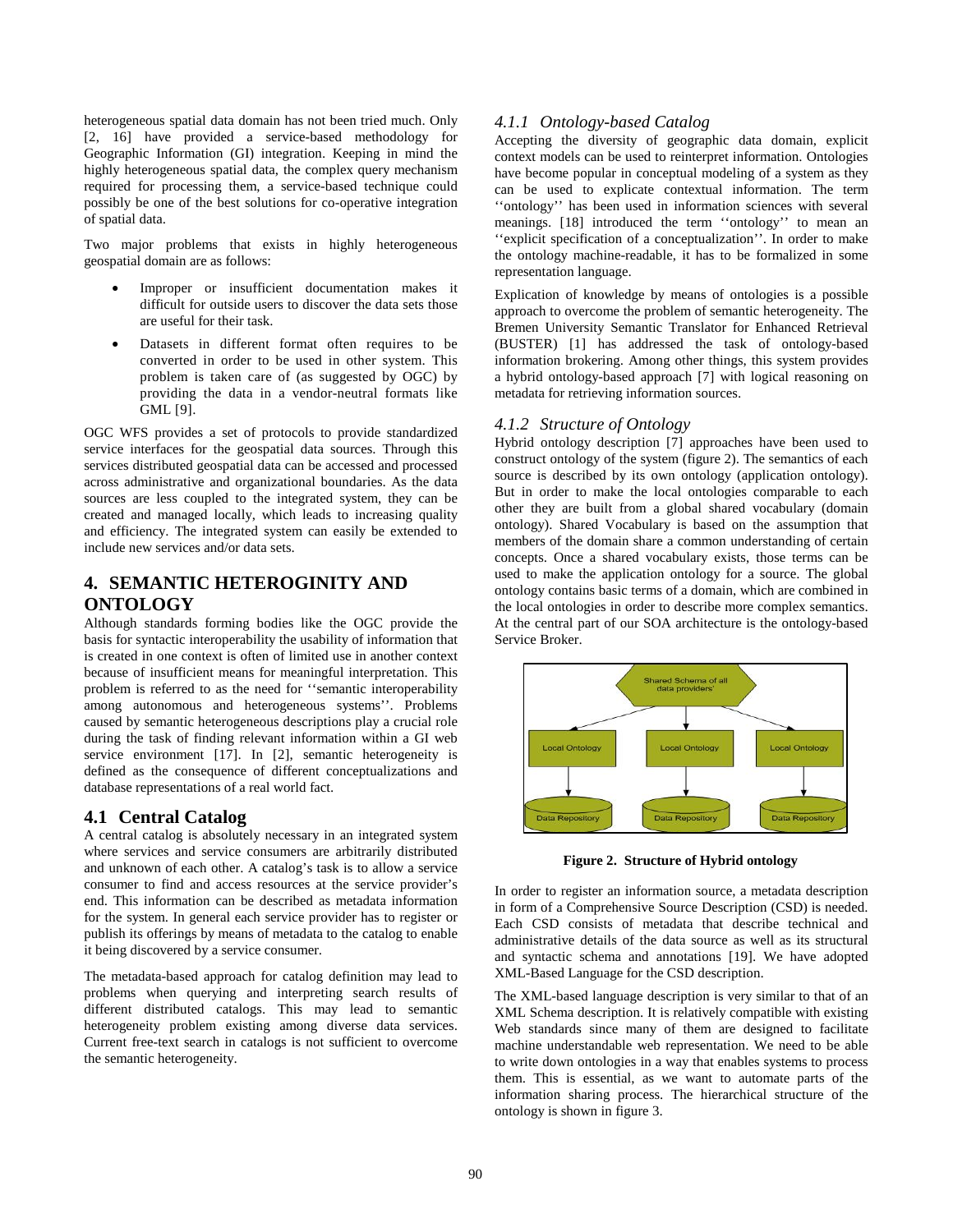heterogeneous spatial data domain has not been tried much. Only [2, 16] have provided a service-based methodology for Geographic Information (GI) integration. Keeping in mind the highly heterogeneous spatial data, the complex query mechanism required for processing them, a service-based technique could possibly be one of the best solutions for co-operative integration of spatial data.

Two major problems that exists in highly heterogeneous geospatial domain are as follows:

- Improper or insufficient documentation makes it difficult for outside users to discover the data sets those are useful for their task.
- Datasets in different format often requires to be converted in order to be used in other system. This problem is taken care of (as suggested by OGC) by providing the data in a vendor-neutral formats like GML [9].

OGC WFS provides a set of protocols to provide standardized service interfaces for the geospatial data sources. Through this services distributed geospatial data can be accessed and processed across administrative and organizational boundaries. As the data sources are less coupled to the integrated system, they can be created and managed locally, which leads to increasing quality and efficiency. The integrated system can easily be extended to include new services and/or data sets.

## 4. SEMANTIC HETEROGINITY AND ONTOLOGY

Although standards forming bodies like the OGC provide the basis for syntactic interoperability the usability of information that is created in one context is often of limited use in another context because of insufficient means for meaningful interpretation. This problem is referred to as the need for ''semantic interoperability among autonomous and heterogeneous systems''. Problems caused by semantic heterogeneous descriptions play a crucial role during the task of finding relevant information within a GI web service environment [17]. In [2], semantic heterogeneity is defined as the consequence of different conceptualizations and database representations of a real world fact.

### 4.1 Central Catalog

A central catalog is absolutely necessary in an integrated system where services and service consumers are arbitrarily distributed and unknown of each other. A catalog's task is to allow a service consumer to find and access resources at the service provider's end. This information can be described as metadata information for the system. In general each service provider has to register or publish its offerings by means of metadata to the catalog to enable it being discovered by a service consumer.

The metadata-based approach for catalog definition may lead to problems when querying and interpreting search results of different distributed catalogs. This may lead to semantic heterogeneity problem existing among diverse data services. Current free-text search in catalogs is not sufficient to overcome the semantic heterogeneity.

#### *4.1.1 Ontology-based Catalog*

Accepting the diversity of geographic data domain, explicit context models can be used to reinterpret information. Ontologies have become popular in conceptual modeling of a system as they can be used to explicate contextual information. The term ''ontology'' has been used in information sciences with several meanings. [18] introduced the term ''ontology'' to mean an ''explicit specification of a conceptualization''. In order to make the ontology machine-readable, it has to be formalized in some representation language.

Explication of knowledge by means of ontologies is a possible approach to overcome the problem of semantic heterogeneity. The Bremen University Semantic Translator for Enhanced Retrieval (BUSTER) [1] has addressed the task of ontology-based information brokering. Among other things, this system provides a hybrid ontology-based approach [7] with logical reasoning on metadata for retrieving information sources.

#### *4.1.2 Structure of Ontology*

Hybrid ontology description [7] approaches have been used to construct ontology of the system (figure 2). The semantics of each source is described by its own ontology (application ontology). But in order to make the local ontologies comparable to each other they are built from a global shared vocabulary (domain ontology). Shared Vocabulary is based on the assumption that members of the domain share a common understanding of certain concepts. Once a shared vocabulary exists, those terms can be used to make the application ontology for a source. The global ontology contains basic terms of a domain, which are combined in the local ontologies in order to describe more complex semantics. At the central part of our SOA architecture is the ontology-based Service Broker.

Shared Schema of all data providers'

Local Ontology | Local Ontology | Local Ontology

Data Repository | Data Repository | Data Repository

**Figure 2. Structure of Hybrid ontology**

In order to register an information source, a metadata description in form of a Comprehensive Source Description (CSD) is needed. Each CSD consists of metadata that describe technical and administrative details of the data source as well as its structural and syntactic schema and annotations [19]. We have adopted XML-Based Language for the CSD description.

The XML-based language description is very similar to that of an XML Schema description. It is relatively compatible with existing Web standards since many of them are designed to facilitate machine understandable web representation. We need to be able to write down ontologies in a way that enables systems to process them. This is essential, as we want to automate parts of the information sharing process. The hierarchical structure of the ontology is shown in figure 3.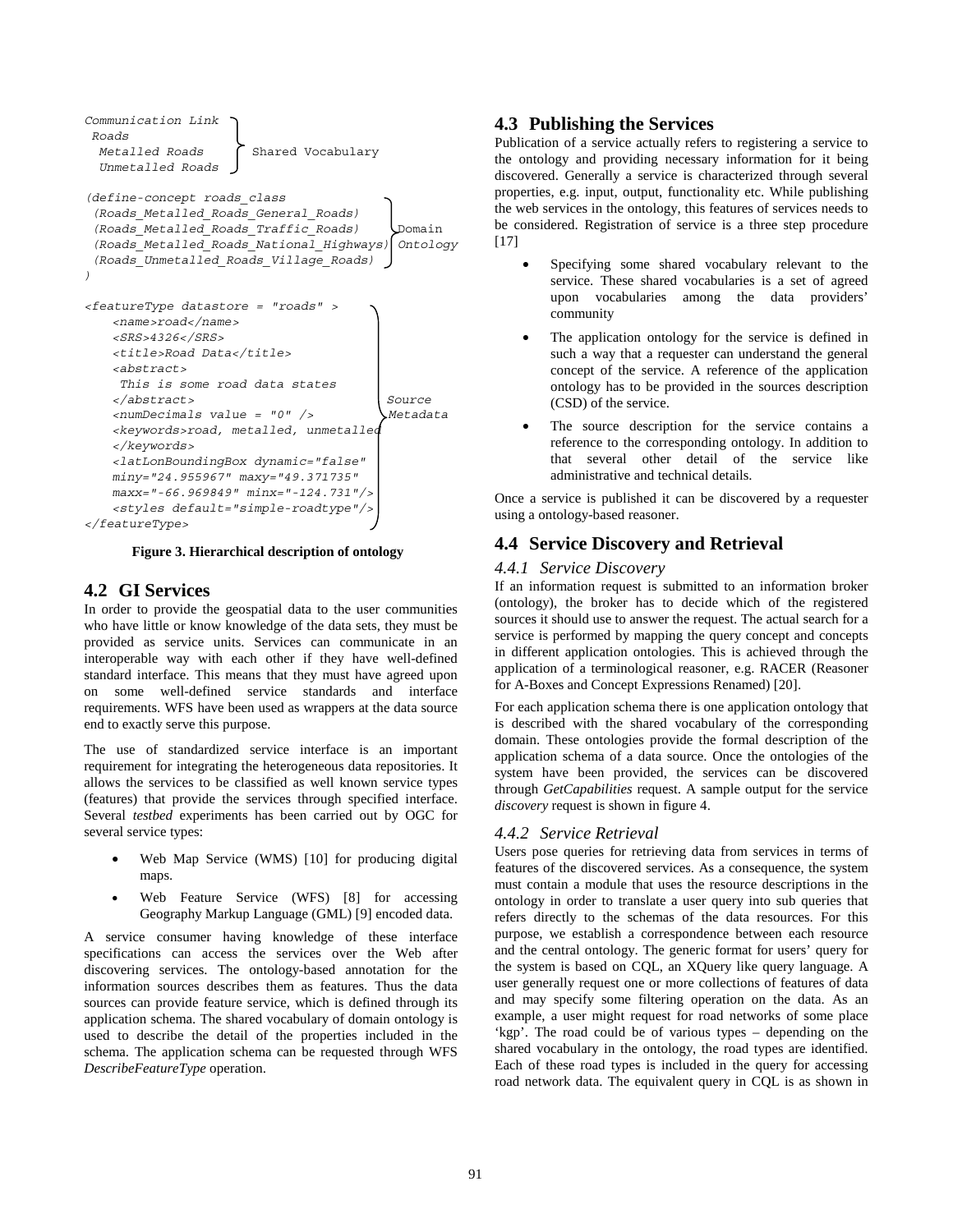```
Communication Link
 Roads
  Metalled Roads          Shared Vocabulary
  Unmetalled Roads

(define-concept roads_class
 (Roads_Metalled_Roads_General_Roads)
 (Roads_Metalled_Roads_Traffic_Roads)          Domain
 (Roads_Metalled_Roads_National_Highways)      Ontology
 (Roads_Unmetalled_Roads_Village_Roads)
)

<featureType datastore = "roads" >
    <name>road</name>
    <SRS>4326</SRS>
    <title>Road Data</title>
    <abstract>
     This is some road data states
    </abstract>                               Source
    <numDecimals value = "0" />               Metadata
    <keywords>road, metalled, unmetalled
    </keywords>
    <latLonBoundingBox dynamic="false"
    miny="24.955967" maxy="49.371735"
    maxx="-66.969849" minx="-124.731"/>
    <styles default="simple-roadtype"/>
</featureType>
```

**Figure 3. Hierarchical description of ontology**

## 4.2 GI Services

In order to provide the geospatial data to the user communities who have little or know knowledge of the data sets, they must be provided as service units. Services can communicate in an interoperable way with each other if they have well-defined standard interface. This means that they must have agreed upon on some well-defined service standards and interface requirements. WFS have been used as wrappers at the data source end to exactly serve this purpose.

The use of standardized service interface is an important requirement for integrating the heterogeneous data repositories. It allows the services to be classified as well known service types (features) that provide the services through specified interface. Several *testbed* experiments has been carried out by OGC for several service types:

- Web Map Service (WMS) [10] for producing digital maps.
- Web Feature Service (WFS) [8] for accessing Geography Markup Language (GML) [9] encoded data.

A service consumer having knowledge of these interface specifications can access the services over the Web after discovering services. The ontology-based annotation for the information sources describes them as features. Thus the data sources can provide feature service, which is defined through its application schema. The shared vocabulary of domain ontology is used to describe the detail of the properties included in the schema. The application schema can be requested through WFS *DescribeFeatureType* operation.

## 4.3 Publishing the Services

Publication of a service actually refers to registering a service to the ontology and providing necessary information for it being discovered. Generally a service is characterized through several properties, e.g. input, output, functionality etc. While publishing the web services in the ontology, this features of services needs to be considered. Registration of service is a three step procedure [17]

- Specifying some shared vocabulary relevant to the service. These shared vocabularies is a set of agreed upon vocabularies among the data providers' community
- The application ontology for the service is defined in such a way that a requester can understand the general concept of the service. A reference of the application ontology has to be provided in the sources description (CSD) of the service.
- The source description for the service contains a reference to the corresponding ontology. In addition to that several other detail of the service like administrative and technical details.

Once a service is published it can be discovered by a requester using a ontology-based reasoner.

## 4.4 Service Discovery and Retrieval

### 4.4.1 Service Discovery

If an information request is submitted to an information broker (ontology), the broker has to decide which of the registered sources it should use to answer the request. The actual search for a service is performed by mapping the query concept and concepts in different application ontologies. This is achieved through the application of a terminological reasoner, e.g. RACER (Reasoner for A-Boxes and Concept Expressions Renamed) [20].

For each application schema there is one application ontology that is described with the shared vocabulary of the corresponding domain. These ontologies provide the formal description of the application schema of a data source. Once the ontologies of the system have been provided, the services can be discovered through *GetCapabilities* request. A sample output for the service *discovery* request is shown in figure 4.

### 4.4.2 Service Retrieval

Users pose queries for retrieving data from services in terms of features of the discovered services. As a consequence, the system must contain a module that uses the resource descriptions in the ontology in order to translate a user query into sub queries that refers directly to the schemas of the data resources. For this purpose, we establish a correspondence between each resource and the central ontology. The generic format for users' query for the system is based on CQL, an XQuery like query language. A user generally request one or more collections of features of data and may specify some filtering operation on the data. As an example, a user might request for road networks of some place 'kgp'. The road could be of various types – depending on the shared vocabulary in the ontology, the road types are identified. Each of these road types is included in the query for accessing road network data. The equivalent query in CQL is as shown in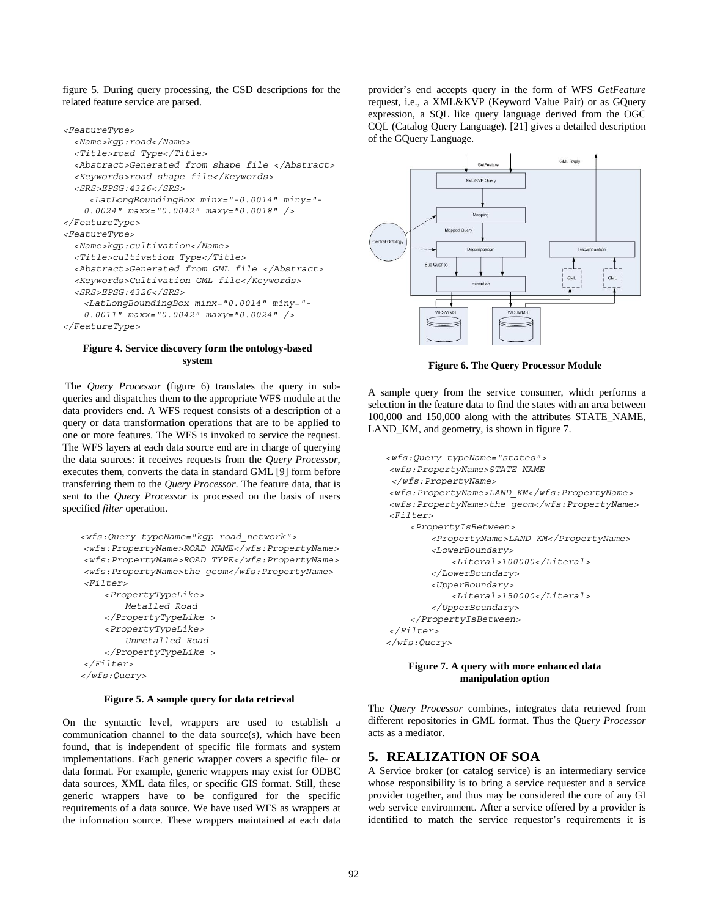figure 5. During query processing, the CSD descriptions for the related feature service are parsed.

```
<FeatureType>
  <Name>kgp:road</Name>
  <Title>road_Type</Title>
  <Abstract>Generated from shape file </Abstract>
  <Keywords>road shape file</Keywords>
  <SRS>EPSG:4326</SRS>
     <LatLongBoundingBox minx="-0.0014" miny="-
    0.0024" maxx="0.0042" maxy="0.0018" />
</FeatureType>
<FeatureType>
  <Name>kgp:cultivation</Name>
  <Title>cultivation_Type</Title>
  <Abstract>Generated from GML file </Abstract>
  <Keywords>Cultivation GML file</Keywords>
  <SRS>EPSG:4326</SRS>
    <LatLongBoundingBox minx="0.0014" miny="-
    0.0011" maxx="0.0042" maxy="0.0024" />
</FeatureType>
```

**Figure 4. Service discovery form the ontology-based system**

The *Query Processor* (figure 6) translates the query in sub-queries and dispatches them to the appropriate WFS module at the data providers end. A WFS request consists of a description of a query or data transformation operations that are to be applied to one or more features. The WFS is invoked to service the request. The WFS layers at each data source end are in charge of querying the data sources: it receives requests from the *Query Processor*, executes them, converts the data in standard GML [9] form before transferring them to the *Query Processor*. The feature data, that is sent to the *Query Processor* is processed on the basis of users specified *filter* operation.

```
<wfs:Query typeName="kgp road_network">
 <wfs:PropertyName>ROAD NAME</wfs:PropertyName>
 <wfs:PropertyName>ROAD TYPE</wfs:PropertyName>
 <wfs:PropertyName>the_geom</wfs:PropertyName>
 <Filter>
     <PropertyTypeLike>
         Metalled Road
     </PropertyTypeLike >
     <PropertyTypeLike>
         Unmetalled Road
     </PropertyTypeLike >
 </Filter>
</wfs:Query>
```

**Figure 5. A sample query for data retrieval**

On the syntactic level, wrappers are used to establish a communication channel to the data source(s), which have been found, that is independent of specific file formats and system implementations. Each generic wrapper covers a specific file- or data format. For example, generic wrappers may exist for ODBC data sources, XML data files, or specific GIS format. Still, these generic wrappers have to be configured for the specific requirements of a data source. We have used WFS as wrappers at the information source. These wrappers maintained at each data provider's end accepts query in the form of WFS *GetFeature* request, i.e., a XML&KVP (Keyword Value Pair) or as GQuery expression, a SQL like query language derived from the OGC CQL (Catalog Query Language). [21] gives a detailed description of the GQuery Language.

**Figure 6. The Query Processor Module**

A sample query from the service consumer, which performs a selection in the feature data to find the states with an area between 100,000 and 150,000 along with the attributes STATE_NAME, LAND_KM, and geometry, is shown in figure 7.

```
<wfs:Query typeName="states">
 <wfs:PropertyName>STATE_NAME
 </wfs:PropertyName>
 <wfs:PropertyName>LAND_KM</wfs:PropertyName>
 <wfs:PropertyName>the_geom</wfs:PropertyName>
 <Filter>
     <PropertyIsBetween>
         <PropertyName>LAND_KM</PropertyName>
         <LowerBoundary>
             <Literal>100000</Literal>
         </LowerBoundary>
         <UpperBoundary>
             <Literal>150000</Literal>
         </UpperBoundary>
     </PropertyIsBetween>
 </Filter>
</wfs:Query>
```

**Figure 7. A query with more enhanced data manipulation option**

The *Query Processor* combines, integrates data retrieved from different repositories in GML format. Thus the *Query Processor* acts as a mediator.

## 5. REALIZATION OF SOA

A Service broker (or catalog service) is an intermediary service whose responsibility is to bring a service requester and a service provider together, and thus may be considered the core of any GI web service environment. After a service offered by a provider is identified to match the service requestor's requirements it is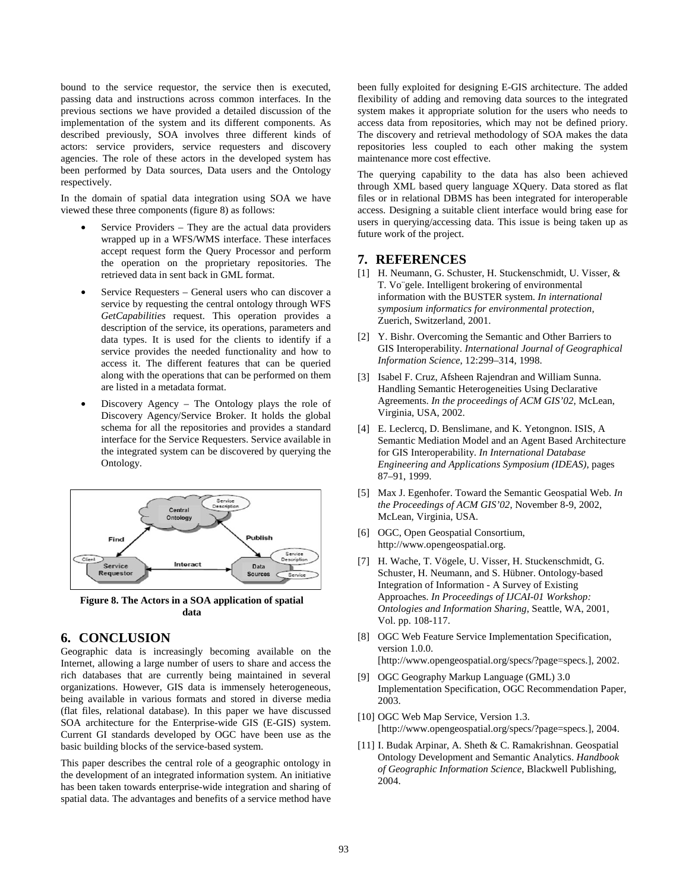bound to the service requestor, the service then is executed, passing data and instructions across common interfaces. In the previous sections we have provided a detailed discussion of the implementation of the system and its different components. As described previously, SOA involves three different kinds of actors: service providers, service requesters and discovery agencies. The role of these actors in the developed system has been performed by Data sources, Data users and the Ontology respectively.

In the domain of spatial data integration using SOA we have viewed these three components (figure 8) as follows:

- Service Providers – They are the actual data providers wrapped up in a WFS/WMS interface. These interfaces accept request form the Query Processor and perform the operation on the proprietary repositories. The retrieved data in sent back in GML format.
- Service Requesters – General users who can discover a service by requesting the central ontology through WFS *GetCapabilities* request. This operation provides a description of the service, its operations, parameters and data types. It is used for the clients to identify if a service provides the needed functionality and how to access it. The different features that can be queried along with the operations that can be performed on them are listed in a metadata format.
- Discovery Agency – The Ontology plays the role of Discovery Agency/Service Broker. It holds the global schema for all the repositories and provides a standard interface for the Service Requesters. Service available in the integrated system can be discovered by querying the Ontology.

**Figure 8. The Actors in a SOA application of spatial data**

## 6. CONCLUSION

Geographic data is increasingly becoming available on the Internet, allowing a large number of users to share and access the rich databases that are currently being maintained in several organizations. However, GIS data is immensely heterogeneous, being available in various formats and stored in diverse media (flat files, relational database). In this paper we have discussed SOA architecture for the Enterprise-wide GIS (E-GIS) system. Current GI standards developed by OGC have been use as the basic building blocks of the service-based system.

This paper describes the central role of a geographic ontology in the development of an integrated information system. An initiative has been taken towards enterprise-wide integration and sharing of spatial data. The advantages and benefits of a service method have been fully exploited for designing E-GIS architecture. The added flexibility of adding and removing data sources to the integrated system makes it appropriate solution for the users who needs to access data from repositories, which may not be defined priory. The discovery and retrieval methodology of SOA makes the data repositories less coupled to each other making the system maintenance more cost effective.

The querying capability to the data has also been achieved through XML based query language XQuery. Data stored as flat files or in relational DBMS has been integrated for interoperable access. Designing a suitable client interface would bring ease for users in querying/accessing data. This issue is being taken up as future work of the project.

## 7. REFERENCES

[1] H. Neumann, G. Schuster, H. Stuckenschmidt, U. Visser, & T. Vo¨gele. Intelligent brokering of environmental information with the BUSTER system. *In international symposium informatics for environmental protection*, Zuerich, Switzerland, 2001.

[2] Y. Bishr. Overcoming the Semantic and Other Barriers to GIS Interoperability. *International Journal of Geographical Information Science*, 12:299–314, 1998.

[3] Isabel F. Cruz, Afsheen Rajendran and William Sunna. Handling Semantic Heterogeneities Using Declarative Agreements. *In the proceedings of ACM GIS'02*, McLean, Virginia, USA, 2002.

[4] E. Leclercq, D. Benslimane, and K. Yetongnon. ISIS, A Semantic Mediation Model and an Agent Based Architecture for GIS Interoperability. *In International Database Engineering and Applications Symposium (IDEAS)*, pages 87–91, 1999.

[5] Max J. Egenhofer. Toward the Semantic Geospatial Web. *In the Proceedings of ACM GIS'02*, November 8-9, 2002, McLean, Virginia, USA.

[6] OGC, Open Geospatial Consortium, http://www.opengeospatial.org.

[7] H. Wache, T. Vögele, U. Visser, H. Stuckenschmidt, G. Schuster, H. Neumann, and S. Hübner. Ontology-based Integration of Information - A Survey of Existing Approaches. *In Proceedings of IJCAI-01 Workshop: Ontologies and Information Sharing*, Seattle, WA, 2001, Vol. pp. 108-117.

[8] OGC Web Feature Service Implementation Specification, version 1.0.0. [http://www.opengeospatial.org/specs/?page=specs.], 2002.

[9] OGC Geography Markup Language (GML) 3.0 Implementation Specification, OGC Recommendation Paper, 2003.

[10] OGC Web Map Service, Version 1.3. [http://www.opengeospatial.org/specs/?page=specs.], 2004.

[11] I. Budak Arpinar, A. Sheth & C. Ramakrishnan. Geospatial Ontology Development and Semantic Analytics. *Handbook of Geographic Information Science*, Blackwell Publishing, 2004.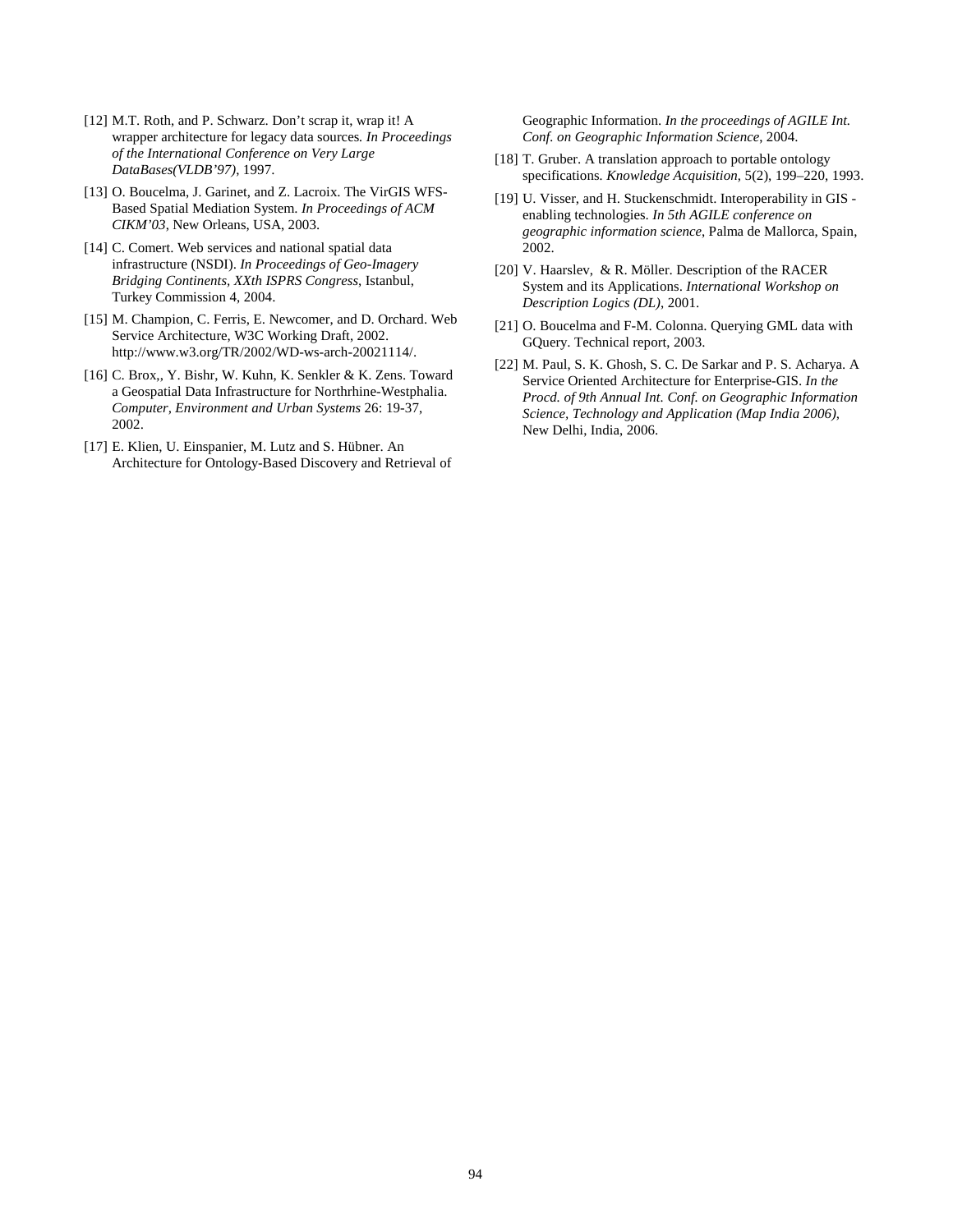[12] M.T. Roth, and P. Schwarz. Don't scrap it, wrap it! A wrapper architecture for legacy data sources. *In Proceedings of the International Conference on Very Large DataBases(VLDB'97)*, 1997.

[13] O. Boucelma, J. Garinet, and Z. Lacroix. The VirGIS WFS-Based Spatial Mediation System. *In Proceedings of ACM CIKM'03*, New Orleans, USA, 2003.

[14] C. Comert. Web services and national spatial data infrastructure (NSDI). *In Proceedings of Geo-Imagery Bridging Continents, XXth ISPRS Congress*, Istanbul, Turkey Commission 4, 2004.

[15] M. Champion, C. Ferris, E. Newcomer, and D. Orchard. Web Service Architecture, W3C Working Draft, 2002. http://www.w3.org/TR/2002/WD-ws-arch-20021114/.

[16] C. Brox,, Y. Bishr, W. Kuhn, K. Senkler & K. Zens. Toward a Geospatial Data Infrastructure for Northrhine-Westphalia. *Computer, Environment and Urban Systems* 26: 19-37, 2002.

[17] E. Klien, U. Einspanier, M. Lutz and S. Hübner. An Architecture for Ontology-Based Discovery and Retrieval of Geographic Information. *In the proceedings of AGILE Int. Conf. on Geographic Information Science*, 2004.

[18] T. Gruber. A translation approach to portable ontology specifications. *Knowledge Acquisition*, 5(2), 199–220, 1993.

[19] U. Visser, and H. Stuckenschmidt. Interoperability in GIS - enabling technologies. *In 5th AGILE conference on geographic information science*, Palma de Mallorca, Spain, 2002.

[20] V. Haarslev, & R. Möller. Description of the RACER System and its Applications. *International Workshop on Description Logics (DL)*, 2001.

[21] O. Boucelma and F-M. Colonna. Querying GML data with GQuery. Technical report, 2003.

[22] M. Paul, S. K. Ghosh, S. C. De Sarkar and P. S. Acharya. A Service Oriented Architecture for Enterprise-GIS. *In the Procd. of 9th Annual Int. Conf. on Geographic Information Science, Technology and Application (Map India 2006)*, New Delhi, India, 2006.